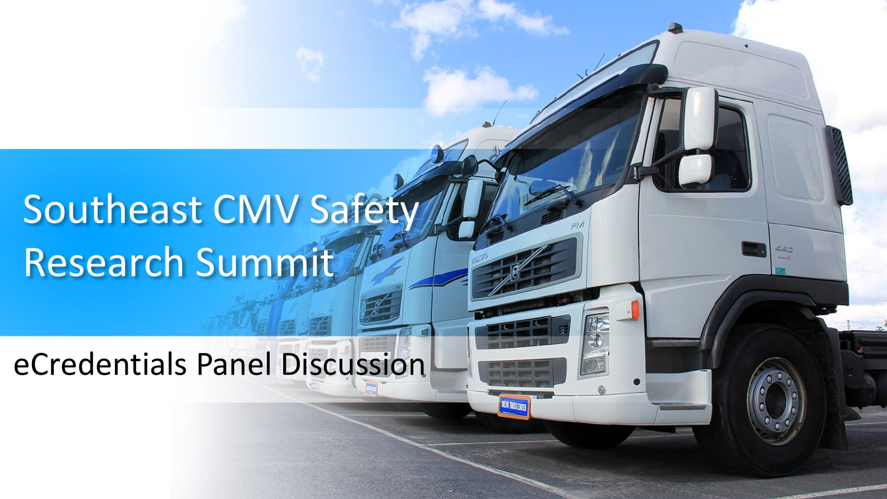# Southeast CMV Safety Research Summit

## eCredentials Panel Discussion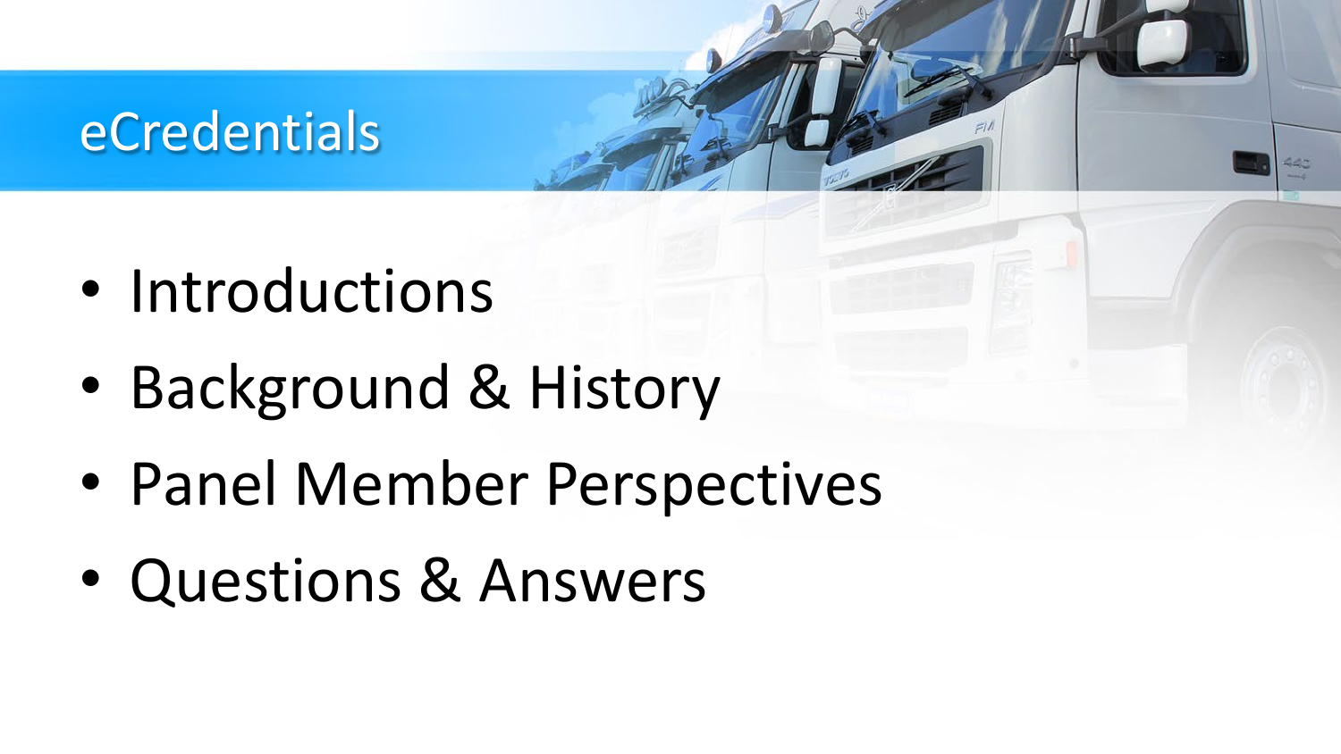# eCredentials

- Introductions
- Background & History
- Panel Member Perspectives
- Questions & Answers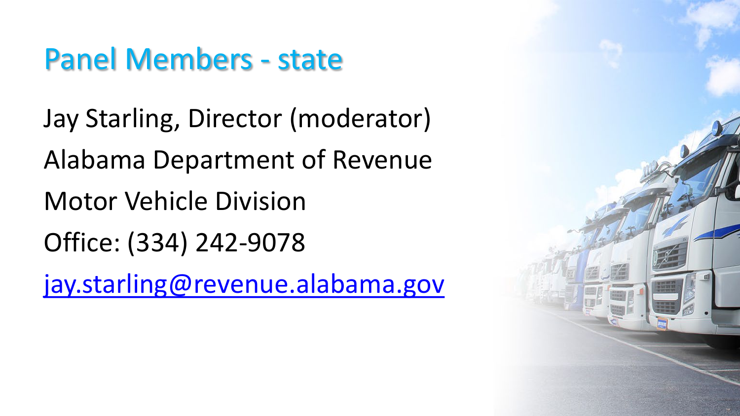# Panel Members - state

Jay Starling, Director (moderator)

Alabama Department of Revenue

Motor Vehicle Division

Office: (334) 242-9078

jay.starling@revenue.alabama.gov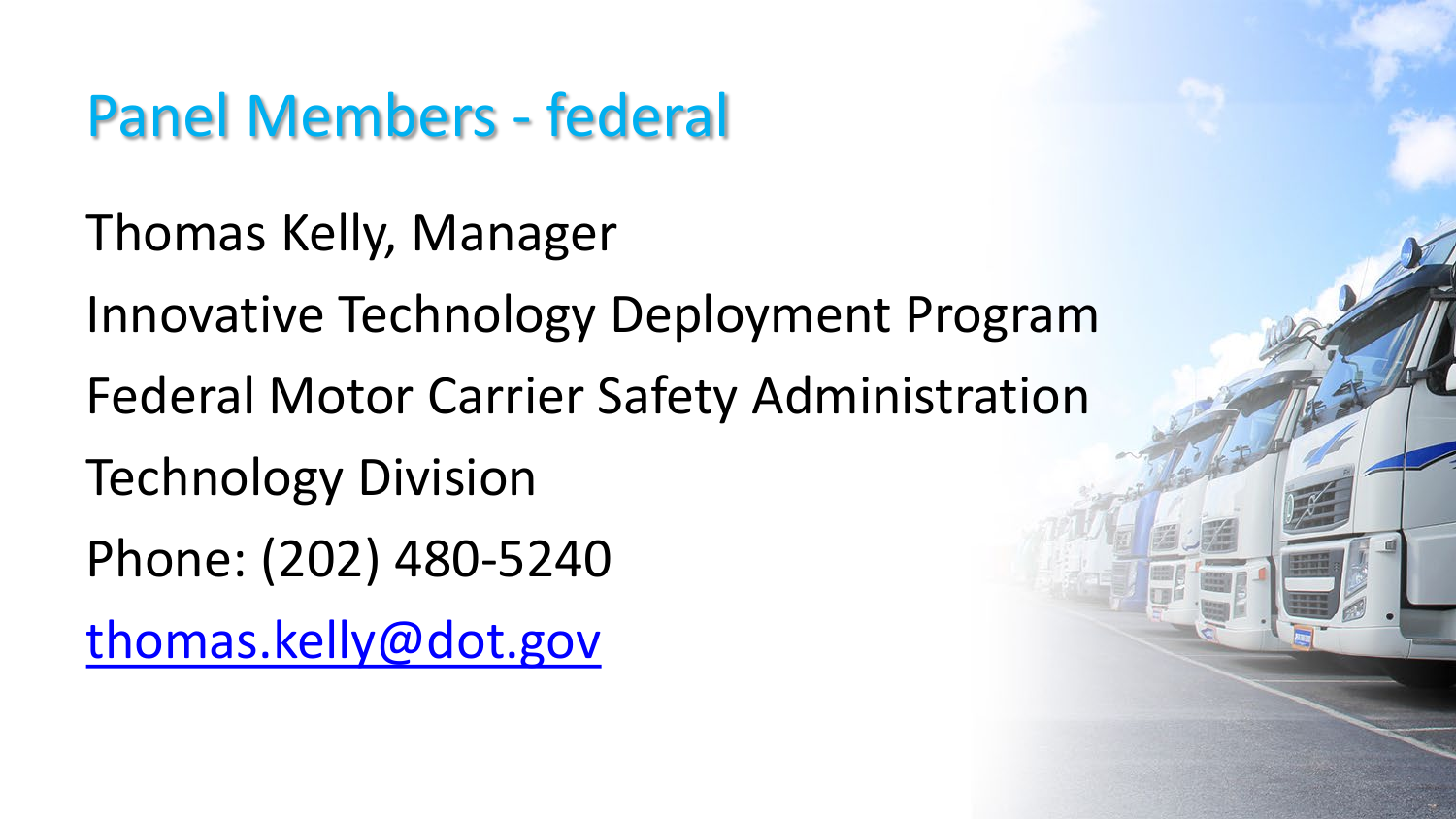# Panel Members - federal

Thomas Kelly, Manager

Innovative Technology Deployment Program

Federal Motor Carrier Safety Administration

Technology Division

Phone: (202) 480-5240

[thomas.kelly@dot.gov](mailto:thomas.kelly@dot.gov)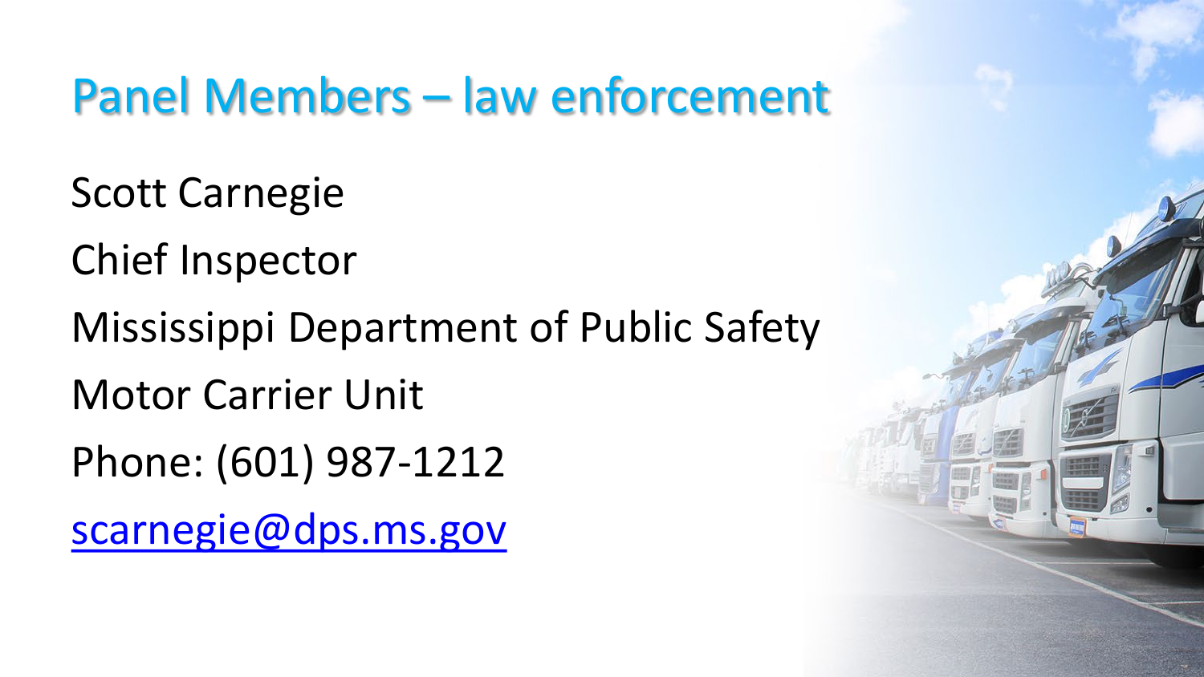# Panel Members – law enforcement

Scott Carnegie

Chief Inspector

Mississippi Department of Public Safety

Motor Carrier Unit

Phone: (601) 987-1212

scarnegie@dps.ms.gov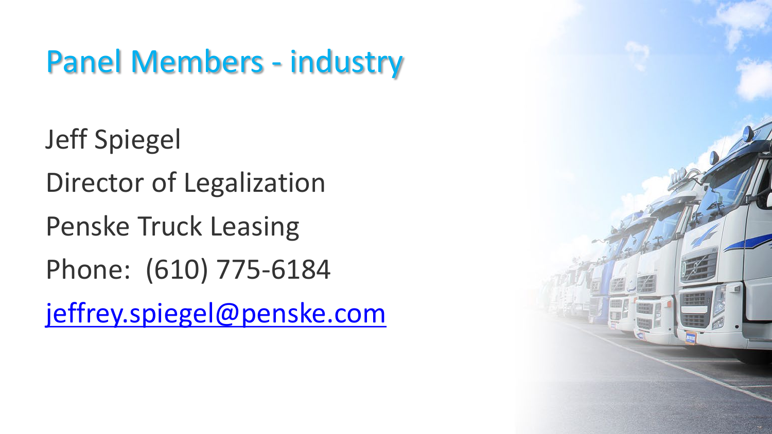# Panel Members - industry

Jeff Spiegel

Director of Legalization

Penske Truck Leasing

Phone: (610) 775-6184

[jeffrey.spiegel@penske.com](mailto:jeffrey.spiegel@penske.com)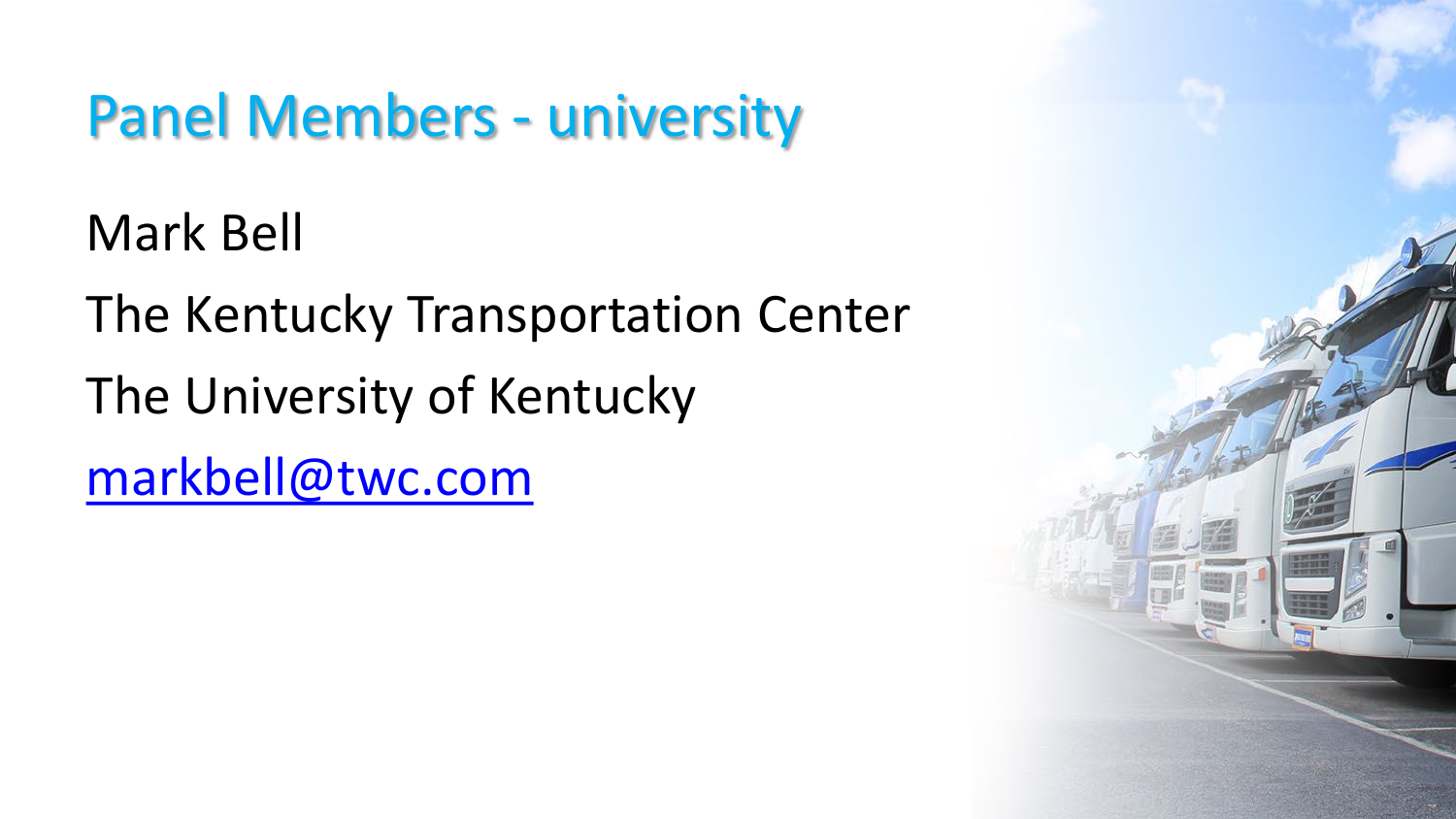# Panel Members - university

Mark Bell

The Kentucky Transportation Center

The University of Kentucky

markbell@twc.com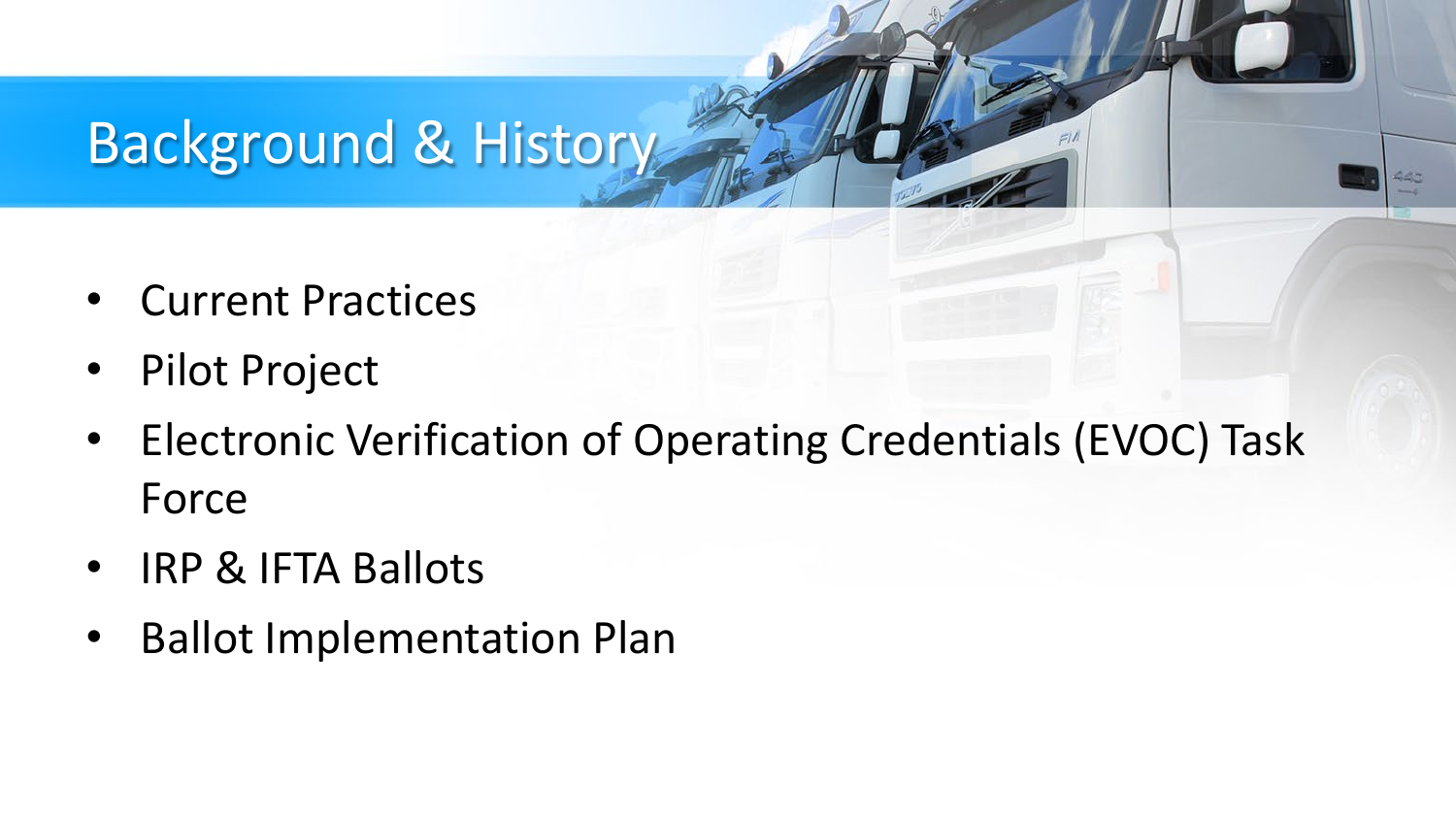# Background & History

- Current Practices
- Pilot Project
- Electronic Verification of Operating Credentials (EVOC) Task Force
- IRP & IFTA Ballots
- Ballot Implementation Plan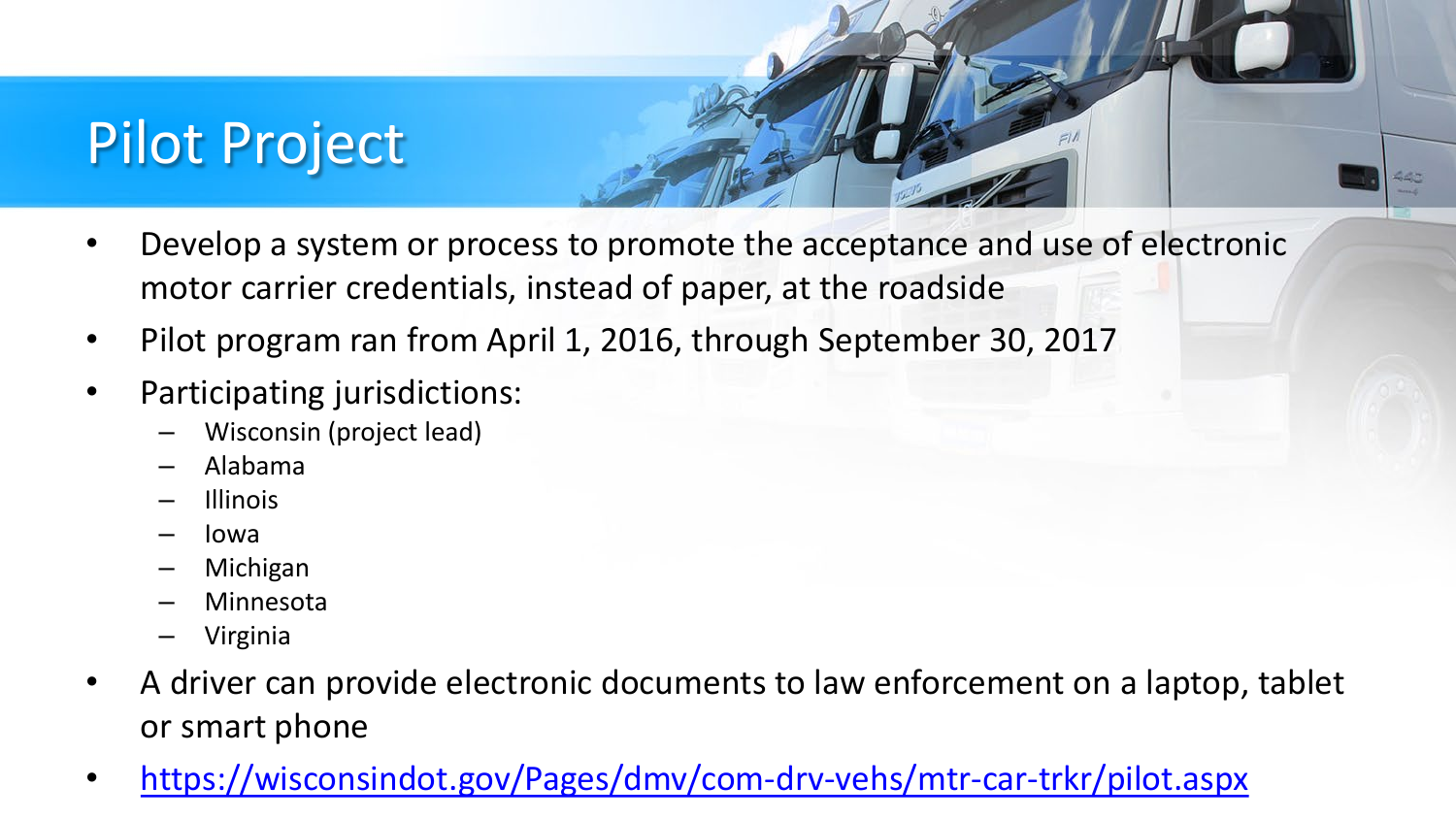# Pilot Project

- Develop a system or process to promote the acceptance and use of electronic motor carrier credentials, instead of paper, at the roadside
- Pilot program ran from April 1, 2016, through September 30, 2017
- Participating jurisdictions:
  - Wisconsin (project lead)
  - Alabama
  - Illinois
  - Iowa
  - Michigan
  - Minnesota
  - Virginia
- A driver can provide electronic documents to law enforcement on a laptop, tablet or smart phone
- https://wisconsindot.gov/Pages/dmv/com-drv-vehs/mtr-car-trkr/pilot.aspx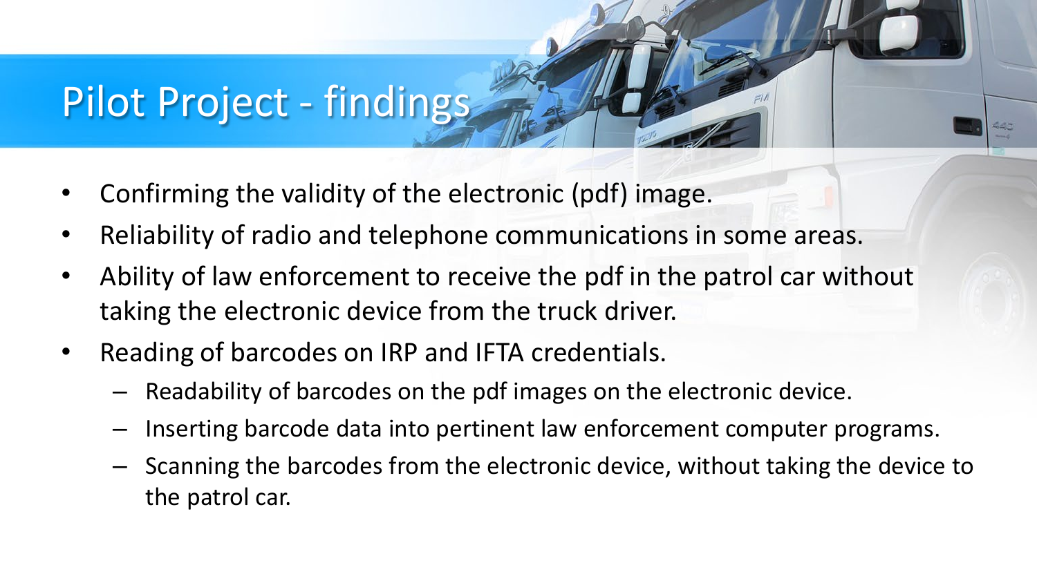# Pilot Project - findings

- Confirming the validity of the electronic (pdf) image.
- Reliability of radio and telephone communications in some areas.
- Ability of law enforcement to receive the pdf in the patrol car without taking the electronic device from the truck driver.
- Reading of barcodes on IRP and IFTA credentials.
  - Readability of barcodes on the pdf images on the electronic device.
  - Inserting barcode data into pertinent law enforcement computer programs.
  - Scanning the barcodes from the electronic device, without taking the device to the patrol car.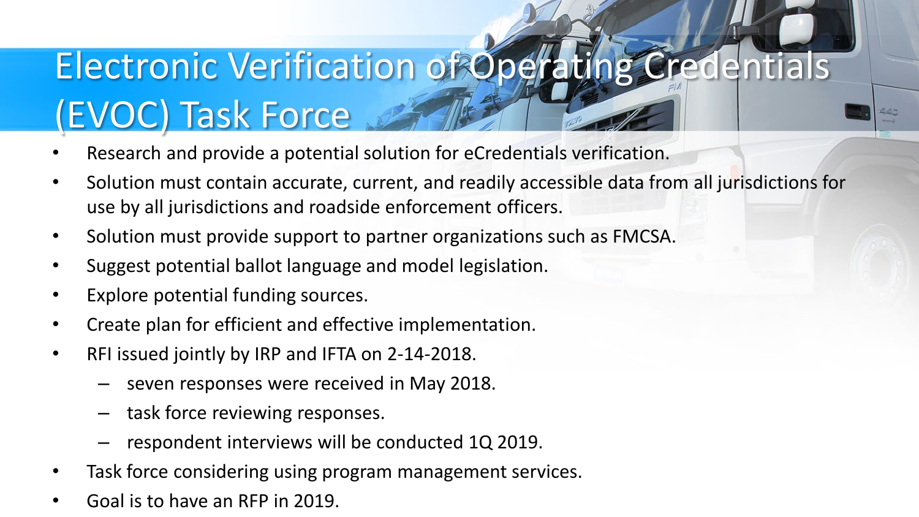# Electronic Verification of Operating Credentials (EVOC) Task Force

- Research and provide a potential solution for eCredentials verification.
- Solution must contain accurate, current, and readily accessible data from all jurisdictions for use by all jurisdictions and roadside enforcement officers.
- Solution must provide support to partner organizations such as FMCSA.
- Suggest potential ballot language and model legislation.
- Explore potential funding sources.
- Create plan for efficient and effective implementation.
- RFI issued jointly by IRP and IFTA on 2-14-2018.
  - seven responses were received in May 2018.
  - task force reviewing responses.
  - respondent interviews will be conducted 1Q 2019.
- Task force considering using program management services.
- Goal is to have an RFP in 2019.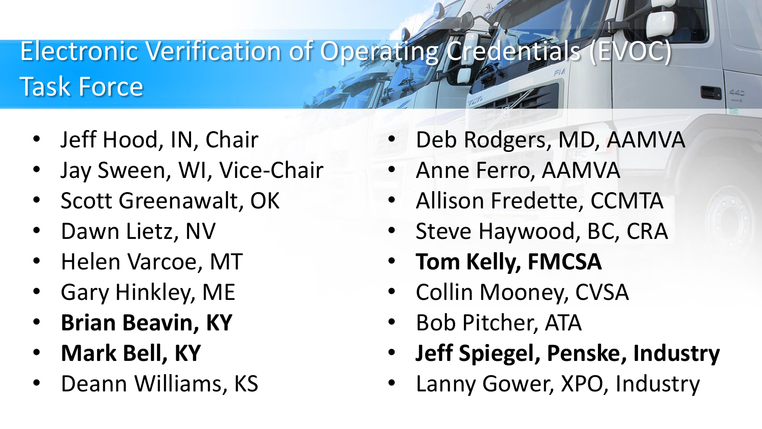# Electronic Verification of Operating Credentials (EVOC) Task Force

- Jeff Hood, IN, Chair
- Jay Sween, WI, Vice-Chair
- Scott Greenawalt, OK
- Dawn Lietz, NV
- Helen Varcoe, MT
- Gary Hinkley, ME
- **Brian Beavin, KY**
- **Mark Bell, KY**
- Deann Williams, KS
- Deb Rodgers, MD, AAMVA
- Anne Ferro, AAMVA
- Allison Fredette, CCMTA
- Steve Haywood, BC, CRA
- **Tom Kelly, FMCSA**
- Collin Mooney, CVSA
- Bob Pitcher, ATA
- **Jeff Spiegel, Penske, Industry**
- Lanny Gower, XPO, Industry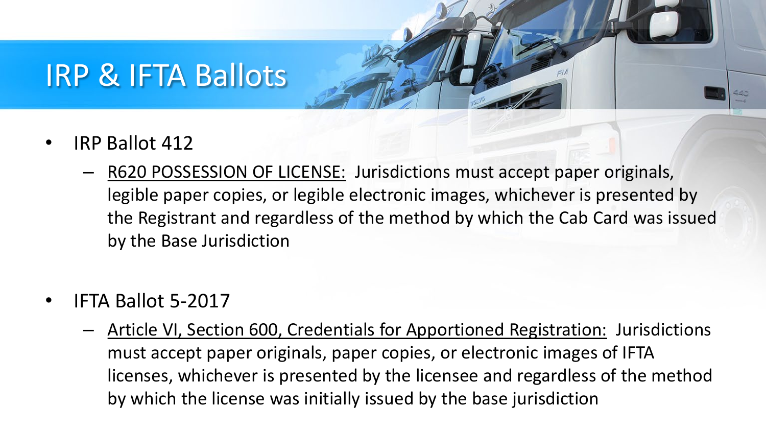# IRP & IFTA Ballots

- IRP Ballot 412
  - R620 POSSESSION OF LICENSE: Jurisdictions must accept paper originals, legible paper copies, or legible electronic images, whichever is presented by the Registrant and regardless of the method by which the Cab Card was issued by the Base Jurisdiction

- IFTA Ballot 5-2017
  - Article VI, Section 600, Credentials for Apportioned Registration: Jurisdictions must accept paper originals, paper copies, or electronic images of IFTA licenses, whichever is presented by the licensee and regardless of the method by which the license was initially issued by the base jurisdiction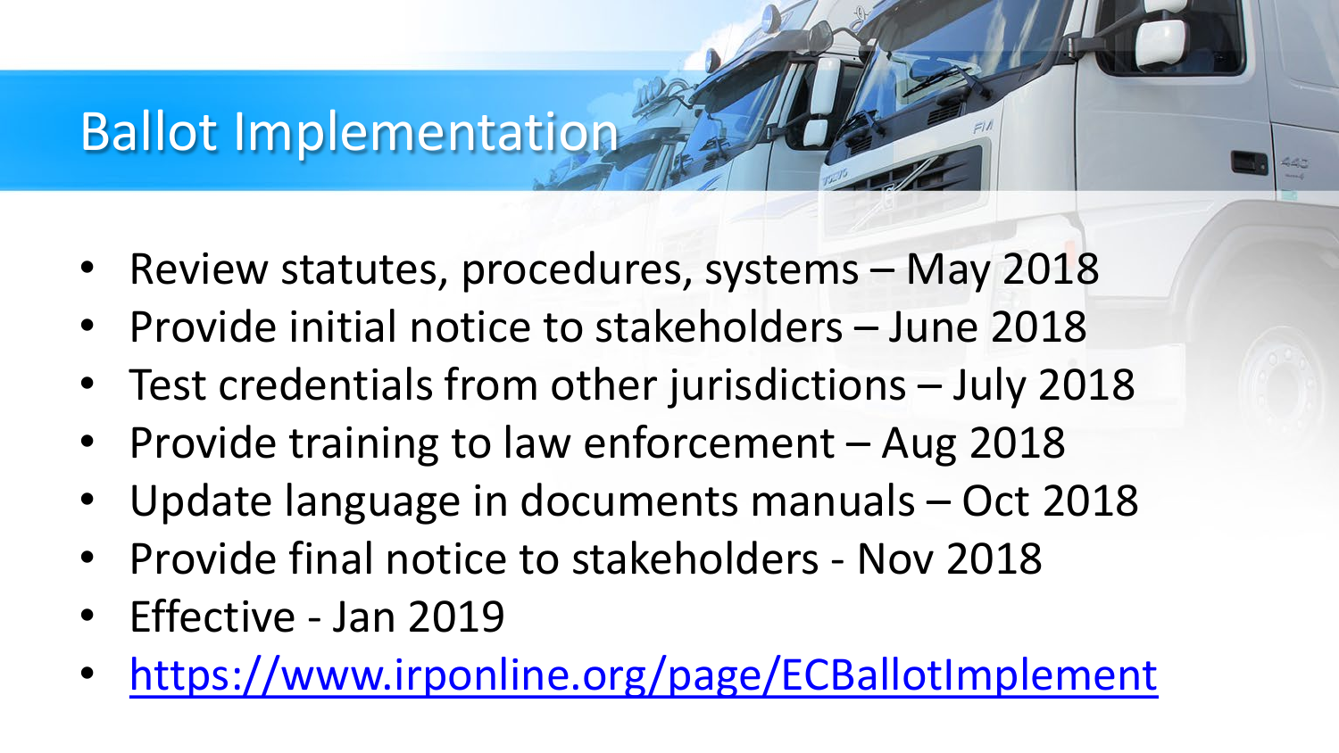# Ballot Implementation

- Review statutes, procedures, systems – May 2018
- Provide initial notice to stakeholders – June 2018
- Test credentials from other jurisdictions – July 2018
- Provide training to law enforcement – Aug 2018
- Update language in documents manuals – Oct 2018
- Provide final notice to stakeholders - Nov 2018
- Effective - Jan 2019
- [https://www.irponline.org/page/ECBallotImplement](https://www.irponline.org/page/ECBallotImplement)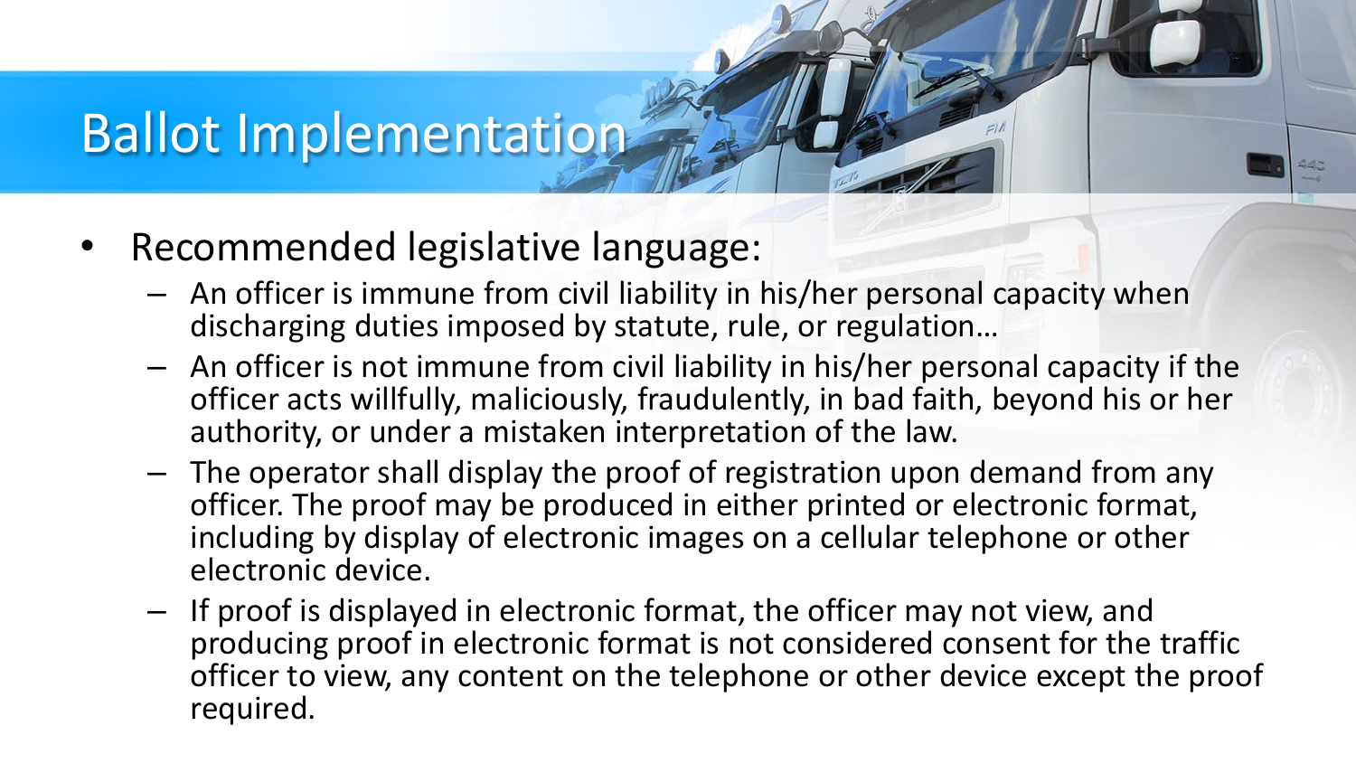# Ballot Implementation

- Recommended legislative language:
  - An officer is immune from civil liability in his/her personal capacity when discharging duties imposed by statute, rule, or regulation…
  - An officer is not immune from civil liability in his/her personal capacity if the officer acts willfully, maliciously, fraudulently, in bad faith, beyond his or her authority, or under a mistaken interpretation of the law.
  - The operator shall display the proof of registration upon demand from any officer. The proof may be produced in either printed or electronic format, including by display of electronic images on a cellular telephone or other electronic device.
  - If proof is displayed in electronic format, the officer may not view, and producing proof in electronic format is not considered consent for the traffic officer to view, any content on the telephone or other device except the proof required.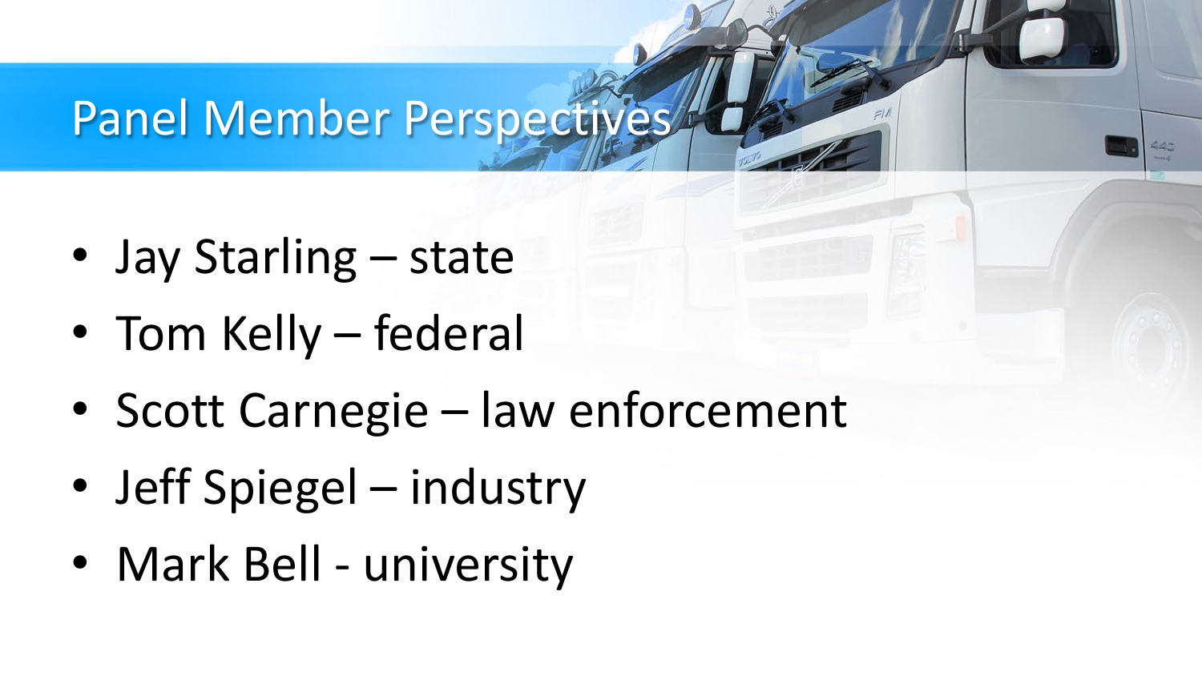# Panel Member Perspectives

- Jay Starling – state
- Tom Kelly – federal
- Scott Carnegie – law enforcement
- Jeff Spiegel – industry
- Mark Bell - university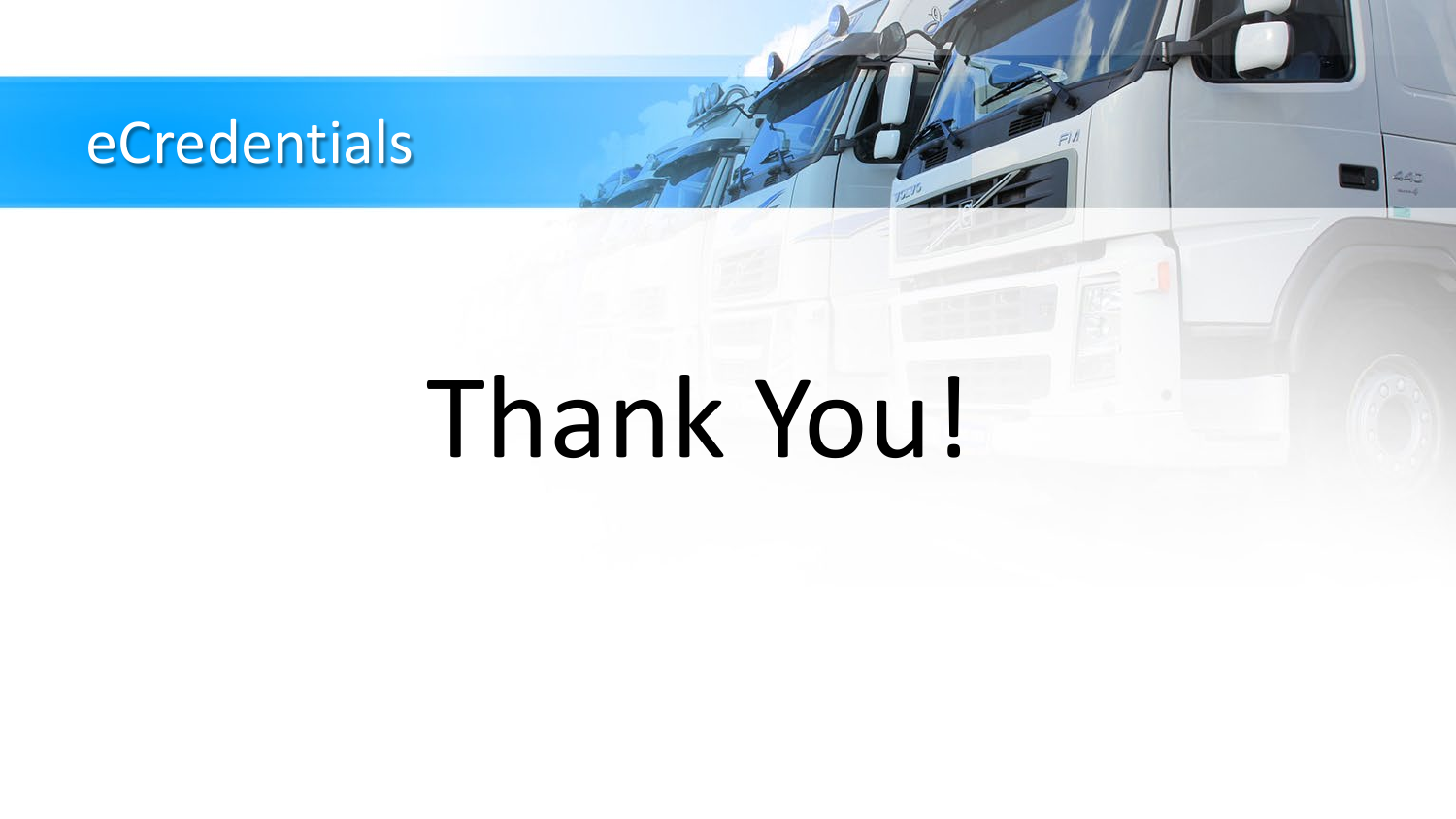eCredentials

# Thank You!